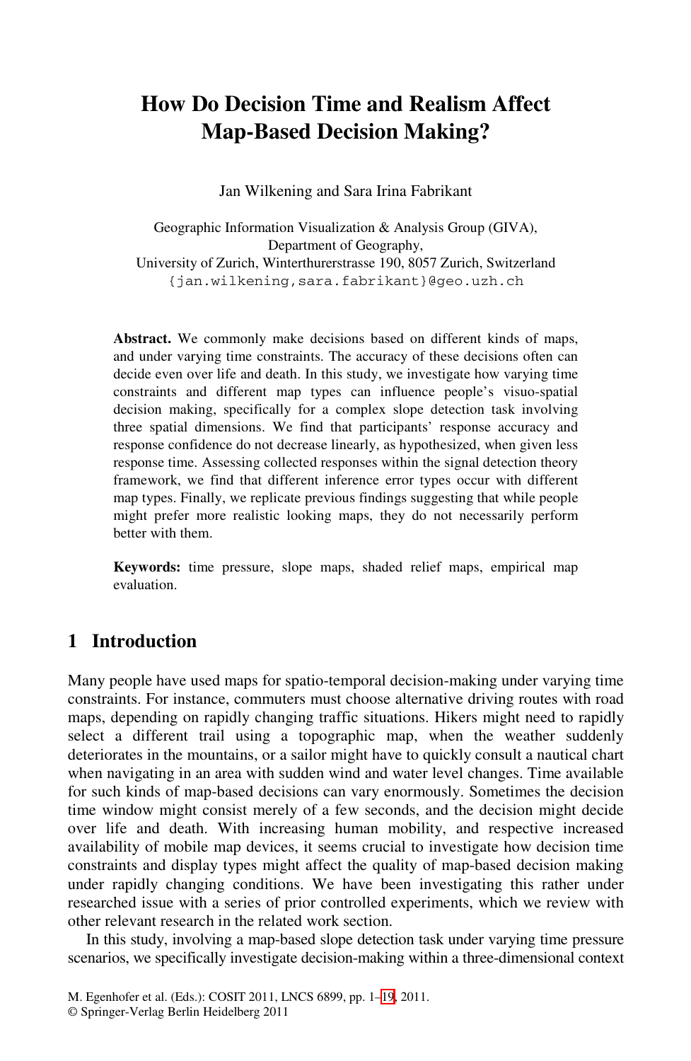# How Do Decision Time and Realism Affect Map-Based Decision Making?

Jan Wilkening and Sara Irina Fabrikant

Geographic Information Visualization & Analysis Group (GIVA),
Department of Geography,
University of Zurich, Winterthurerstrasse 190, 8057 Zurich, Switzerland
{jan.wilkening,sara.fabrikant}@geo.uzh.ch

**Abstract.** We commonly make decisions based on different kinds of maps, and under varying time constraints. The accuracy of these decisions often can decide even over life and death. In this study, we investigate how varying time constraints and different map types can influence people's visuo-spatial decision making, specifically for a complex slope detection task involving three spatial dimensions. We find that participants' response accuracy and response confidence do not decrease linearly, as hypothesized, when given less response time. Assessing collected responses within the signal detection theory framework, we find that different inference error types occur with different map types. Finally, we replicate previous findings suggesting that while people might prefer more realistic looking maps, they do not necessarily perform better with them.

**Keywords:** time pressure, slope maps, shaded relief maps, empirical map evaluation.

## 1 Introduction

Many people have used maps for spatio-temporal decision-making under varying time constraints. For instance, commuters must choose alternative driving routes with road maps, depending on rapidly changing traffic situations. Hikers might need to rapidly select a different trail using a topographic map, when the weather suddenly deteriorates in the mountains, or a sailor might have to quickly consult a nautical chart when navigating in an area with sudden wind and water level changes. Time available for such kinds of map-based decisions can vary enormously. Sometimes the decision time window might consist merely of a few seconds, and the decision might decide over life and death. With increasing human mobility, and respective increased availability of mobile map devices, it seems crucial to investigate how decision time constraints and display types might affect the quality of map-based decision making under rapidly changing conditions. We have been investigating this rather under researched issue with a series of prior controlled experiments, which we review with other relevant research in the related work section.

In this study, involving a map-based slope detection task under varying time pressure scenarios, we specifically investigate decision-making within a three-dimensional context

M. Egenhofer et al. (Eds.): COSIT 2011, LNCS 6899, pp. 1–19, 2011.
© Springer-Verlag Berlin Heidelberg 2011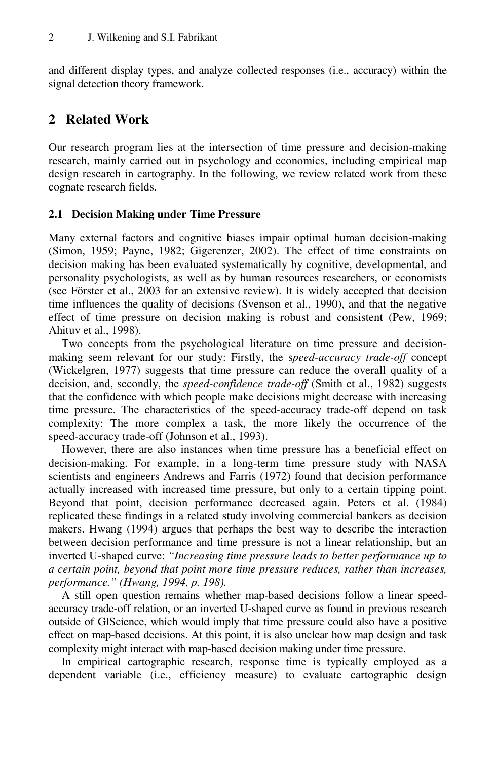and different display types, and analyze collected responses (i.e., accuracy) within the signal detection theory framework.

## 2 Related Work

Our research program lies at the intersection of time pressure and decision-making research, mainly carried out in psychology and economics, including empirical map design research in cartography. In the following, we review related work from these cognate research fields.

### 2.1 Decision Making under Time Pressure

Many external factors and cognitive biases impair optimal human decision-making (Simon, 1959; Payne, 1982; Gigerenzer, 2002). The effect of time constraints on decision making has been evaluated systematically by cognitive, developmental, and personality psychologists, as well as by human resources researchers, or economists (see Förster et al., 2003 for an extensive review). It is widely accepted that decision time influences the quality of decisions (Svenson et al., 1990), and that the negative effect of time pressure on decision making is robust and consistent (Pew, 1969; Ahituv et al., 1998).

Two concepts from the psychological literature on time pressure and decision-making seem relevant for our study: Firstly, the *speed-accuracy trade-off* concept (Wickelgren, 1977) suggests that time pressure can reduce the overall quality of a decision, and, secondly, the *speed-confidence trade-off* (Smith et al., 1982) suggests that the confidence with which people make decisions might decrease with increasing time pressure. The characteristics of the speed-accuracy trade-off depend on task complexity: The more complex a task, the more likely the occurrence of the speed-accuracy trade-off (Johnson et al., 1993).

However, there are also instances when time pressure has a beneficial effect on decision-making. For example, in a long-term time pressure study with NASA scientists and engineers Andrews and Farris (1972) found that decision performance actually increased with increased time pressure, but only to a certain tipping point. Beyond that point, decision performance decreased again. Peters et al. (1984) replicated these findings in a related study involving commercial bankers as decision makers. Hwang (1994) argues that perhaps the best way to describe the interaction between decision performance and time pressure is not a linear relationship, but an inverted U-shaped curve: *"Increasing time pressure leads to better performance up to a certain point, beyond that point more time pressure reduces, rather than increases, performance." (Hwang, 1994, p. 198).*

A still open question remains whether map-based decisions follow a linear speed-accuracy trade-off relation, or an inverted U-shaped curve as found in previous research outside of GIScience, which would imply that time pressure could also have a positive effect on map-based decisions. At this point, it is also unclear how map design and task complexity might interact with map-based decision making under time pressure.

In empirical cartographic research, response time is typically employed as a dependent variable (i.e., efficiency measure) to evaluate cartographic design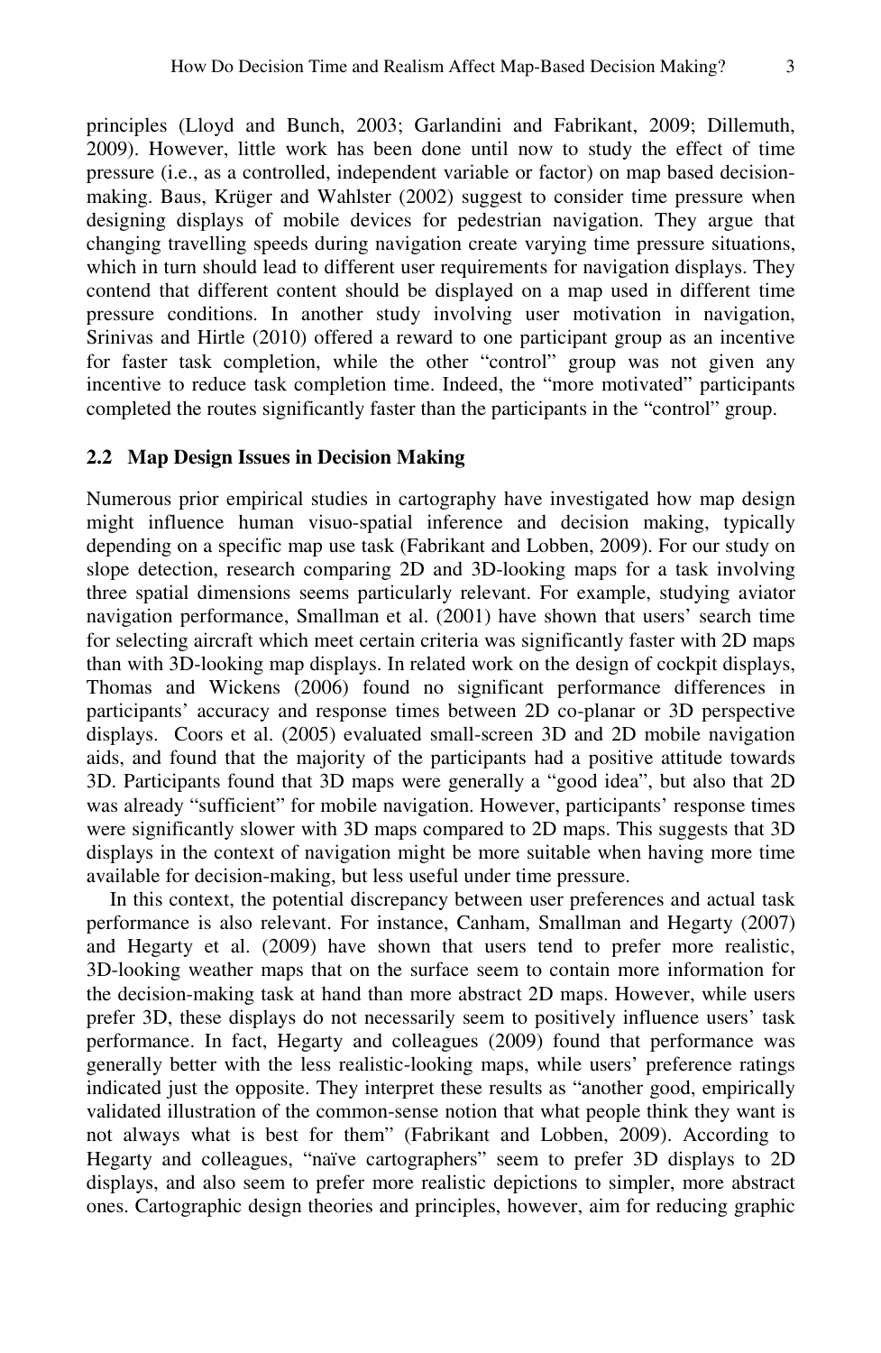principles (Lloyd and Bunch, 2003; Garlandini and Fabrikant, 2009; Dillemuth, 2009). However, little work has been done until now to study the effect of time pressure (i.e., as a controlled, independent variable or factor) on map based decision-making. Baus, Krüger and Wahlster (2002) suggest to consider time pressure when designing displays of mobile devices for pedestrian navigation. They argue that changing travelling speeds during navigation create varying time pressure situations, which in turn should lead to different user requirements for navigation displays. They contend that different content should be displayed on a map used in different time pressure conditions. In another study involving user motivation in navigation, Srinivas and Hirtle (2010) offered a reward to one participant group as an incentive for faster task completion, while the other "control" group was not given any incentive to reduce task completion time. Indeed, the "more motivated" participants completed the routes significantly faster than the participants in the "control" group.

### 2.2 Map Design Issues in Decision Making

Numerous prior empirical studies in cartography have investigated how map design might influence human visuo-spatial inference and decision making, typically depending on a specific map use task (Fabrikant and Lobben, 2009). For our study on slope detection, research comparing 2D and 3D-looking maps for a task involving three spatial dimensions seems particularly relevant. For example, studying aviator navigation performance, Smallman et al. (2001) have shown that users' search time for selecting aircraft which meet certain criteria was significantly faster with 2D maps than with 3D-looking map displays. In related work on the design of cockpit displays, Thomas and Wickens (2006) found no significant performance differences in participants' accuracy and response times between 2D co-planar or 3D perspective displays. Coors et al. (2005) evaluated small-screen 3D and 2D mobile navigation aids, and found that the majority of the participants had a positive attitude towards 3D. Participants found that 3D maps were generally a "good idea", but also that 2D was already "sufficient" for mobile navigation. However, participants' response times were significantly slower with 3D maps compared to 2D maps. This suggests that 3D displays in the context of navigation might be more suitable when having more time available for decision-making, but less useful under time pressure.

In this context, the potential discrepancy between user preferences and actual task performance is also relevant. For instance, Canham, Smallman and Hegarty (2007) and Hegarty et al. (2009) have shown that users tend to prefer more realistic, 3D-looking weather maps that on the surface seem to contain more information for the decision-making task at hand than more abstract 2D maps. However, while users prefer 3D, these displays do not necessarily seem to positively influence users' task performance. In fact, Hegarty and colleagues (2009) found that performance was generally better with the less realistic-looking maps, while users' preference ratings indicated just the opposite. They interpret these results as "another good, empirically validated illustration of the common-sense notion that what people think they want is not always what is best for them" (Fabrikant and Lobben, 2009). According to Hegarty and colleagues, "naïve cartographers" seem to prefer 3D displays to 2D displays, and also seem to prefer more realistic depictions to simpler, more abstract ones. Cartographic design theories and principles, however, aim for reducing graphic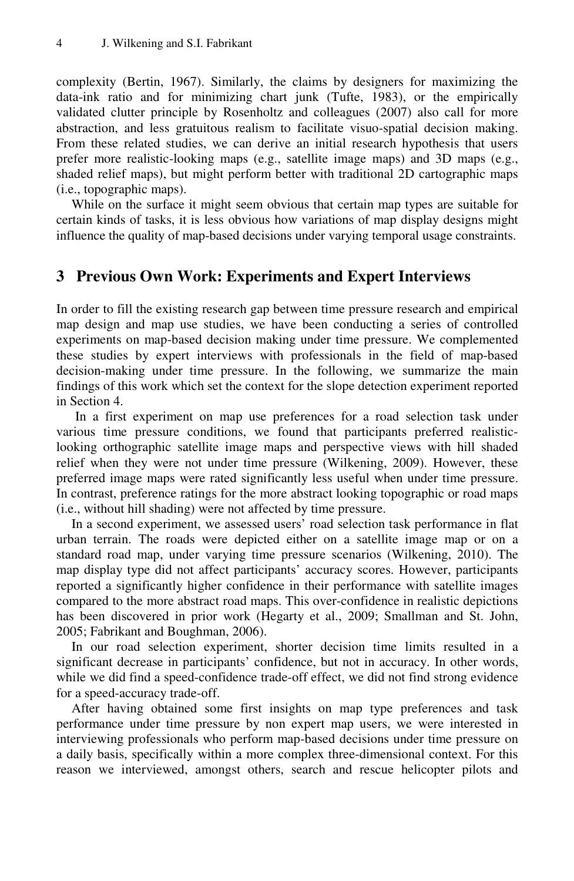complexity (Bertin, 1967). Similarly, the claims by designers for maximizing the data-ink ratio and for minimizing chart junk (Tufte, 1983), or the empirically validated clutter principle by Rosenholtz and colleagues (2007) also call for more abstraction, and less gratuitous realism to facilitate visuo-spatial decision making. From these related studies, we can derive an initial research hypothesis that users prefer more realistic-looking maps (e.g., satellite image maps) and 3D maps (e.g., shaded relief maps), but might perform better with traditional 2D cartographic maps (i.e., topographic maps).

While on the surface it might seem obvious that certain map types are suitable for certain kinds of tasks, it is less obvious how variations of map display designs might influence the quality of map-based decisions under varying temporal usage constraints.

## 3 Previous Own Work: Experiments and Expert Interviews

In order to fill the existing research gap between time pressure research and empirical map design and map use studies, we have been conducting a series of controlled experiments on map-based decision making under time pressure. We complemented these studies by expert interviews with professionals in the field of map-based decision-making under time pressure. In the following, we summarize the main findings of this work which set the context for the slope detection experiment reported in Section 4.

In a first experiment on map use preferences for a road selection task under various time pressure conditions, we found that participants preferred realistic-looking orthographic satellite image maps and perspective views with hill shaded relief when they were not under time pressure (Wilkening, 2009). However, these preferred image maps were rated significantly less useful when under time pressure. In contrast, preference ratings for the more abstract looking topographic or road maps (i.e., without hill shading) were not affected by time pressure.

In a second experiment, we assessed users' road selection task performance in flat urban terrain. The roads were depicted either on a satellite image map or on a standard road map, under varying time pressure scenarios (Wilkening, 2010). The map display type did not affect participants' accuracy scores. However, participants reported a significantly higher confidence in their performance with satellite images compared to the more abstract road maps. This over-confidence in realistic depictions has been discovered in prior work (Hegarty et al., 2009; Smallman and St. John, 2005; Fabrikant and Boughman, 2006).

In our road selection experiment, shorter decision time limits resulted in a significant decrease in participants' confidence, but not in accuracy. In other words, while we did find a speed-confidence trade-off effect, we did not find strong evidence for a speed-accuracy trade-off.

After having obtained some first insights on map type preferences and task performance under time pressure by non expert map users, we were interested in interviewing professionals who perform map-based decisions under time pressure on a daily basis, specifically within a more complex three-dimensional context. For this reason we interviewed, amongst others, search and rescue helicopter pilots and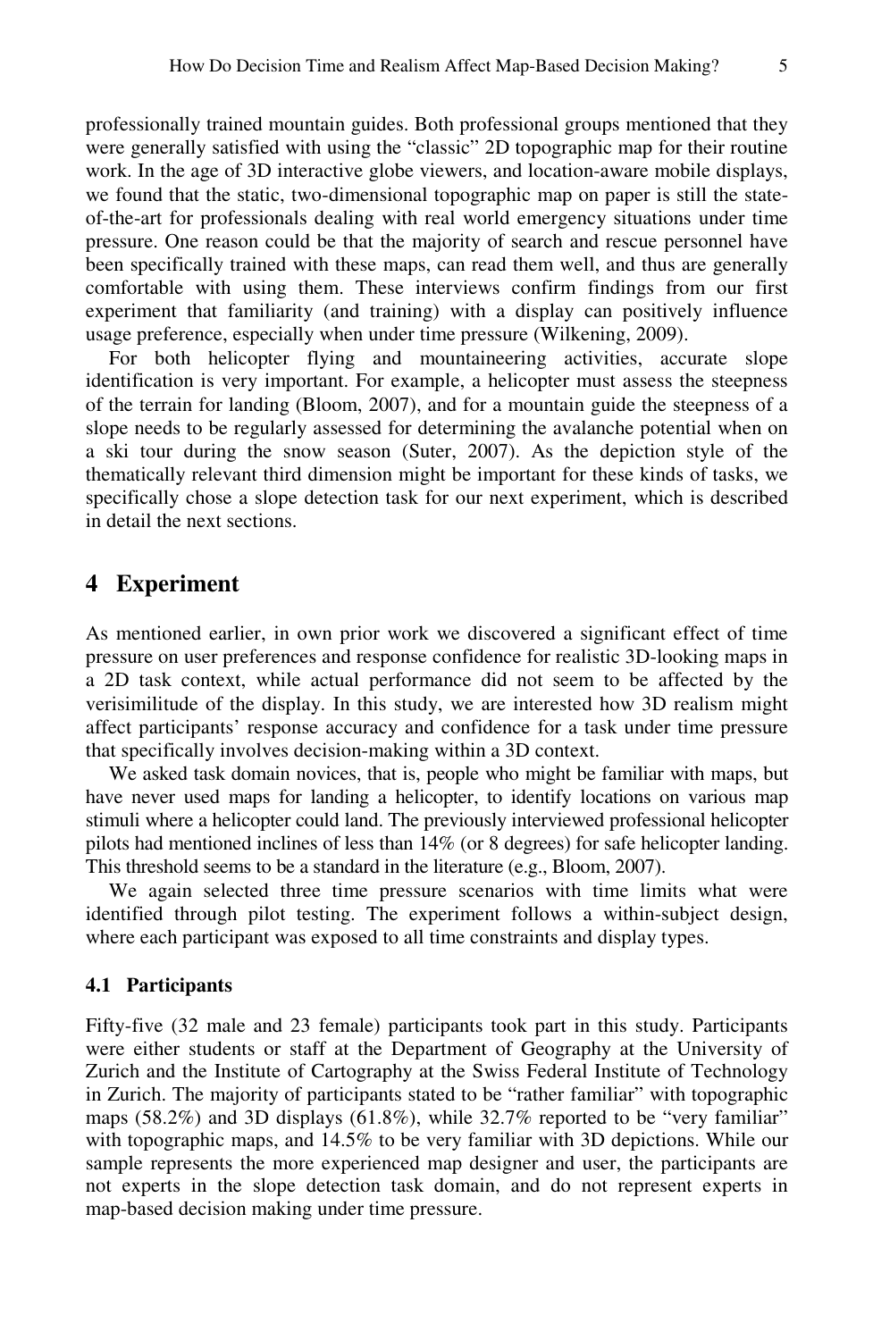professionally trained mountain guides. Both professional groups mentioned that they were generally satisfied with using the "classic" 2D topographic map for their routine work. In the age of 3D interactive globe viewers, and location-aware mobile displays, we found that the static, two-dimensional topographic map on paper is still the state-of-the-art for professionals dealing with real world emergency situations under time pressure. One reason could be that the majority of search and rescue personnel have been specifically trained with these maps, can read them well, and thus are generally comfortable with using them. These interviews confirm findings from our first experiment that familiarity (and training) with a display can positively influence usage preference, especially when under time pressure (Wilkening, 2009).

For both helicopter flying and mountaineering activities, accurate slope identification is very important. For example, a helicopter must assess the steepness of the terrain for landing (Bloom, 2007), and for a mountain guide the steepness of a slope needs to be regularly assessed for determining the avalanche potential when on a ski tour during the snow season (Suter, 2007). As the depiction style of the thematically relevant third dimension might be important for these kinds of tasks, we specifically chose a slope detection task for our next experiment, which is described in detail the next sections.

## 4 Experiment

As mentioned earlier, in own prior work we discovered a significant effect of time pressure on user preferences and response confidence for realistic 3D-looking maps in a 2D task context, while actual performance did not seem to be affected by the verisimilitude of the display. In this study, we are interested how 3D realism might affect participants' response accuracy and confidence for a task under time pressure that specifically involves decision-making within a 3D context.

We asked task domain novices, that is, people who might be familiar with maps, but have never used maps for landing a helicopter, to identify locations on various map stimuli where a helicopter could land. The previously interviewed professional helicopter pilots had mentioned inclines of less than 14% (or 8 degrees) for safe helicopter landing. This threshold seems to be a standard in the literature (e.g., Bloom, 2007).

We again selected three time pressure scenarios with time limits what were identified through pilot testing. The experiment follows a within-subject design, where each participant was exposed to all time constraints and display types.

### 4.1 Participants

Fifty-five (32 male and 23 female) participants took part in this study. Participants were either students or staff at the Department of Geography at the University of Zurich and the Institute of Cartography at the Swiss Federal Institute of Technology in Zurich. The majority of participants stated to be "rather familiar" with topographic maps (58.2%) and 3D displays (61.8%), while 32.7% reported to be "very familiar" with topographic maps, and 14.5% to be very familiar with 3D depictions. While our sample represents the more experienced map designer and user, the participants are not experts in the slope detection task domain, and do not represent experts in map-based decision making under time pressure.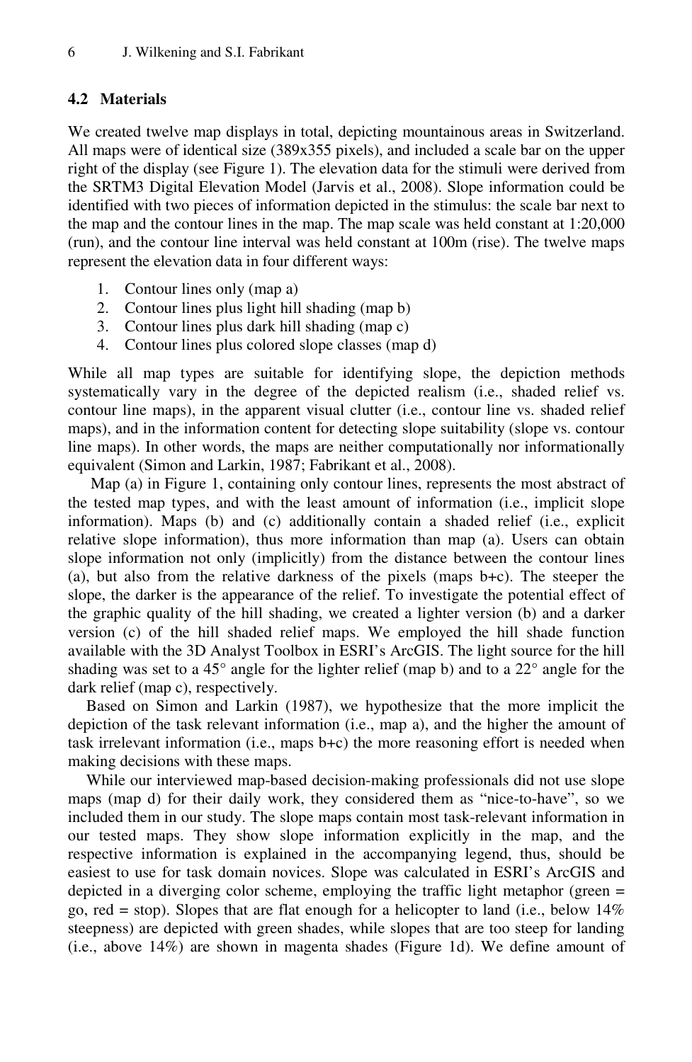### 4.2 Materials

We created twelve map displays in total, depicting mountainous areas in Switzerland. All maps were of identical size (389x355 pixels), and included a scale bar on the upper right of the display (see Figure 1). The elevation data for the stimuli were derived from the SRTM3 Digital Elevation Model (Jarvis et al., 2008). Slope information could be identified with two pieces of information depicted in the stimulus: the scale bar next to the map and the contour lines in the map. The map scale was held constant at 1:20,000 (run), and the contour line interval was held constant at 100m (rise). The twelve maps represent the elevation data in four different ways:

1. Contour lines only (map a)
2. Contour lines plus light hill shading (map b)
3. Contour lines plus dark hill shading (map c)
4. Contour lines plus colored slope classes (map d)

While all map types are suitable for identifying slope, the depiction methods systematically vary in the degree of the depicted realism (i.e., shaded relief vs. contour line maps), in the apparent visual clutter (i.e., contour line vs. shaded relief maps), and in the information content for detecting slope suitability (slope vs. contour line maps). In other words, the maps are neither computationally nor informationally equivalent (Simon and Larkin, 1987; Fabrikant et al., 2008).

Map (a) in Figure 1, containing only contour lines, represents the most abstract of the tested map types, and with the least amount of information (i.e., implicit slope information). Maps (b) and (c) additionally contain a shaded relief (i.e., explicit relative slope information), thus more information than map (a). Users can obtain slope information not only (implicitly) from the distance between the contour lines (a), but also from the relative darkness of the pixels (maps b+c). The steeper the slope, the darker is the appearance of the relief. To investigate the potential effect of the graphic quality of the hill shading, we created a lighter version (b) and a darker version (c) of the hill shaded relief maps. We employed the hill shade function available with the 3D Analyst Toolbox in ESRI's ArcGIS. The light source for the hill shading was set to a 45° angle for the lighter relief (map b) and to a 22° angle for the dark relief (map c), respectively.

Based on Simon and Larkin (1987), we hypothesize that the more implicit the depiction of the task relevant information (i.e., map a), and the higher the amount of task irrelevant information (i.e., maps b+c) the more reasoning effort is needed when making decisions with these maps.

While our interviewed map-based decision-making professionals did not use slope maps (map d) for their daily work, they considered them as "nice-to-have", so we included them in our study. The slope maps contain most task-relevant information in our tested maps. They show slope information explicitly in the map, and the respective information is explained in the accompanying legend, thus, should be easiest to use for task domain novices. Slope was calculated in ESRI's ArcGIS and depicted in a diverging color scheme, employing the traffic light metaphor (green = go, red = stop). Slopes that are flat enough for a helicopter to land (i.e., below 14% steepness) are depicted with green shades, while slopes that are too steep for landing (i.e., above 14%) are shown in magenta shades (Figure 1d). We define amount of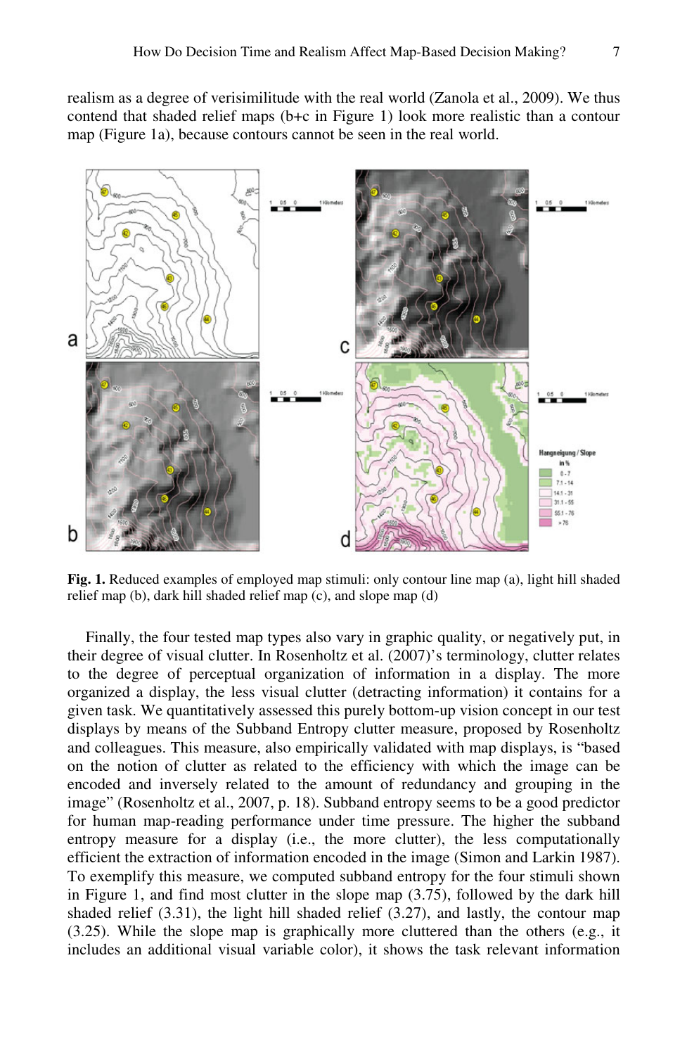realism as a degree of verisimilitude with the real world (Zanola et al., 2009). We thus contend that shaded relief maps (b+c in Figure 1) look more realistic than a contour map (Figure 1a), because contours cannot be seen in the real world.

**Fig. 1.** Reduced examples of employed map stimuli: only contour line map (a), light hill shaded relief map (b), dark hill shaded relief map (c), and slope map (d)

Finally, the four tested map types also vary in graphic quality, or negatively put, in their degree of visual clutter. In Rosenholtz et al. (2007)'s terminology, clutter relates to the degree of perceptual organization of information in a display. The more organized a display, the less visual clutter (detracting information) it contains for a given task. We quantitatively assessed this purely bottom-up vision concept in our test displays by means of the Subband Entropy clutter measure, proposed by Rosenholtz and colleagues. This measure, also empirically validated with map displays, is "based on the notion of clutter as related to the efficiency with which the image can be encoded and inversely related to the amount of redundancy and grouping in the image" (Rosenholtz et al., 2007, p. 18). Subband entropy seems to be a good predictor for human map-reading performance under time pressure. The higher the subband entropy measure for a display (i.e., the more clutter), the less computationally efficient the extraction of information encoded in the image (Simon and Larkin 1987). To exemplify this measure, we computed subband entropy for the four stimuli shown in Figure 1, and find most clutter in the slope map (3.75), followed by the dark hill shaded relief (3.31), the light hill shaded relief (3.27), and lastly, the contour map (3.25). While the slope map is graphically more cluttered than the others (e.g., it includes an additional visual variable color), it shows the task relevant information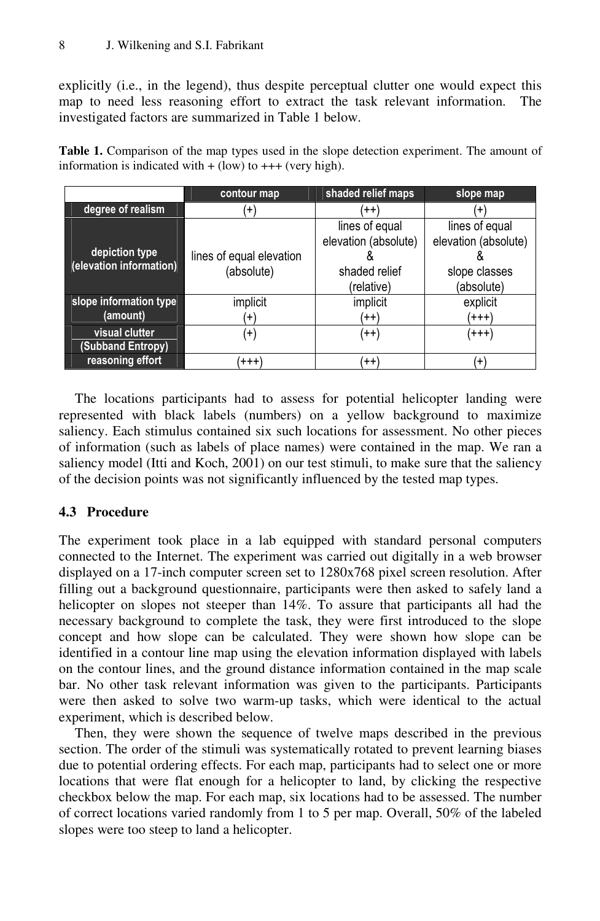explicitly (i.e., in the legend), thus despite perceptual clutter one would expect this map to need less reasoning effort to extract the task relevant information. The investigated factors are summarized in Table 1 below.

**Table 1.** Comparison of the map types used in the slope detection experiment. The amount of information is indicated with + (low) to +++ (very high).

| | contour map | shaded relief maps | slope map |
|---|---|---|---|
| degree of realism | (+) | (++) | (+) |
| depiction type (elevation information) | lines of equal elevation (absolute) | lines of equal elevation (absolute) & shaded relief (relative) | lines of equal elevation (absolute) & slope classes (absolute) |
| slope information type (amount) | implicit (+) | implicit (++) | explicit (+++) |
| visual clutter (Subband Entropy) | (+) | (++) | (+++) |
| reasoning effort | (+++) | (++) | (+) |

The locations participants had to assess for potential helicopter landing were represented with black labels (numbers) on a yellow background to maximize saliency. Each stimulus contained six such locations for assessment. No other pieces of information (such as labels of place names) were contained in the map. We ran a saliency model (Itti and Koch, 2001) on our test stimuli, to make sure that the saliency of the decision points was not significantly influenced by the tested map types.

### 4.3 Procedure

The experiment took place in a lab equipped with standard personal computers connected to the Internet. The experiment was carried out digitally in a web browser displayed on a 17-inch computer screen set to 1280x768 pixel screen resolution. After filling out a background questionnaire, participants were then asked to safely land a helicopter on slopes not steeper than 14%. To assure that participants all had the necessary background to complete the task, they were first introduced to the slope concept and how slope can be calculated. They were shown how slope can be identified in a contour line map using the elevation information displayed with labels on the contour lines, and the ground distance information contained in the map scale bar. No other task relevant information was given to the participants. Participants were then asked to solve two warm-up tasks, which were identical to the actual experiment, which is described below.

Then, they were shown the sequence of twelve maps described in the previous section. The order of the stimuli was systematically rotated to prevent learning biases due to potential ordering effects. For each map, participants had to select one or more locations that were flat enough for a helicopter to land, by clicking the respective checkbox below the map. For each map, six locations had to be assessed. The number of correct locations varied randomly from 1 to 5 per map. Overall, 50% of the labeled slopes were too steep to land a helicopter.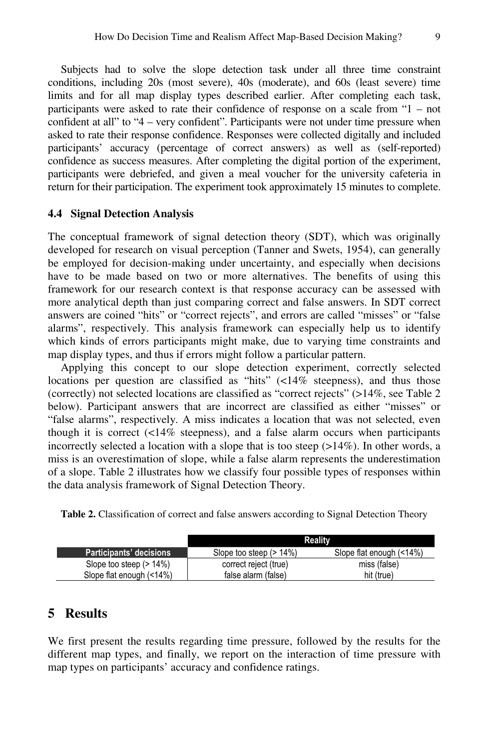Subjects had to solve the slope detection task under all three time constraint conditions, including 20s (most severe), 40s (moderate), and 60s (least severe) time limits and for all map display types described earlier. After completing each task, participants were asked to rate their confidence of response on a scale from "1 – not confident at all" to "4 – very confident". Participants were not under time pressure when asked to rate their response confidence. Responses were collected digitally and included participants' accuracy (percentage of correct answers) as well as (self-reported) confidence as success measures. After completing the digital portion of the experiment, participants were debriefed, and given a meal voucher for the university cafeteria in return for their participation. The experiment took approximately 15 minutes to complete.

### 4.4 Signal Detection Analysis

The conceptual framework of signal detection theory (SDT), which was originally developed for research on visual perception (Tanner and Swets, 1954), can generally be employed for decision-making under uncertainty, and especially when decisions have to be made based on two or more alternatives. The benefits of using this framework for our research context is that response accuracy can be assessed with more analytical depth than just comparing correct and false answers. In SDT correct answers are coined "hits" or "correct rejects", and errors are called "misses" or "false alarms", respectively. This analysis framework can especially help us to identify which kinds of errors participants might make, due to varying time constraints and map display types, and thus if errors might follow a particular pattern.

Applying this concept to our slope detection experiment, correctly selected locations per question are classified as "hits" (<14% steepness), and thus those (correctly) not selected locations are classified as "correct rejects" (>14%, see Table 2 below). Participant answers that are incorrect are classified as either "misses" or "false alarms", respectively. A miss indicates a location that was not selected, even though it is correct (<14% steepness), and a false alarm occurs when participants incorrectly selected a location with a slope that is too steep (>14%). In other words, a miss is an overestimation of slope, while a false alarm represents the underestimation of a slope. Table 2 illustrates how we classify four possible types of responses within the data analysis framework of Signal Detection Theory.

**Table 2.** Classification of correct and false answers according to Signal Detection Theory

| | Reality | |
|---|---|---|
| **Participants' decisions** | Slope too steep (> 14%) | Slope flat enough (<14%) |
| Slope too steep (> 14%) | correct reject (true) | miss (false) |
| Slope flat enough (<14%) | false alarm (false) | hit (true) |

## 5 Results

We first present the results regarding time pressure, followed by the results for the different map types, and finally, we report on the interaction of time pressure with map types on participants' accuracy and confidence ratings.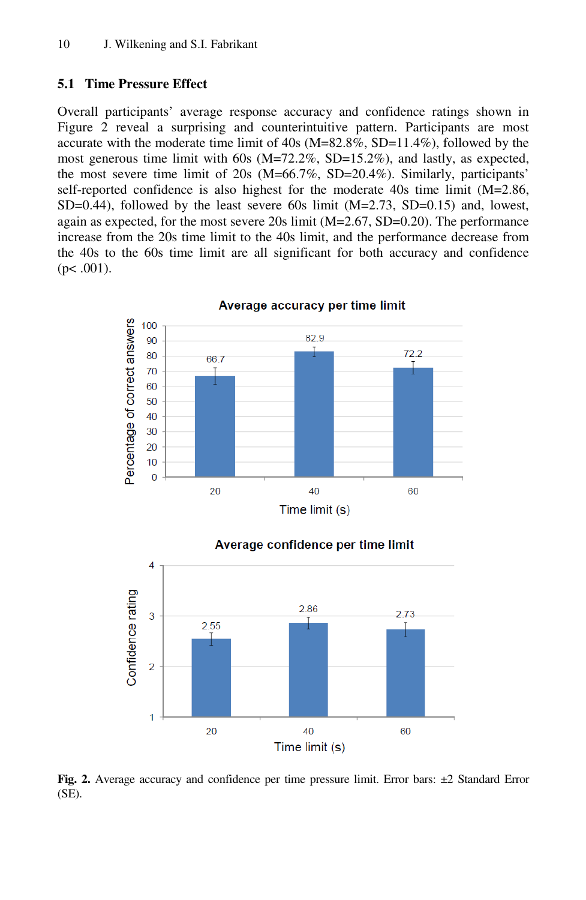## 5.1 Time Pressure Effect

Overall participants' average response accuracy and confidence ratings shown in Figure 2 reveal a surprising and counterintuitive pattern. Participants are most accurate with the moderate time limit of 40s (M=82.8%, SD=11.4%), followed by the most generous time limit with 60s (M=72.2%, SD=15.2%), and lastly, as expected, the most severe time limit of 20s (M=66.7%, SD=20.4%). Similarly, participants' self-reported confidence is also highest for the moderate 40s time limit (M=2.86, SD=0.44), followed by the least severe 60s limit (M=2.73, SD=0.15) and, lowest, again as expected, for the most severe 20s limit (M=2.67, SD=0.20). The performance increase from the 20s time limit to the 40s limit, and the performance decrease from the 40s to the 60s time limit are all significant for both accuracy and confidence ($p < .001$).

**Fig. 2.** Average accuracy and confidence per time pressure limit. Error bars: ±2 Standard Error (SE).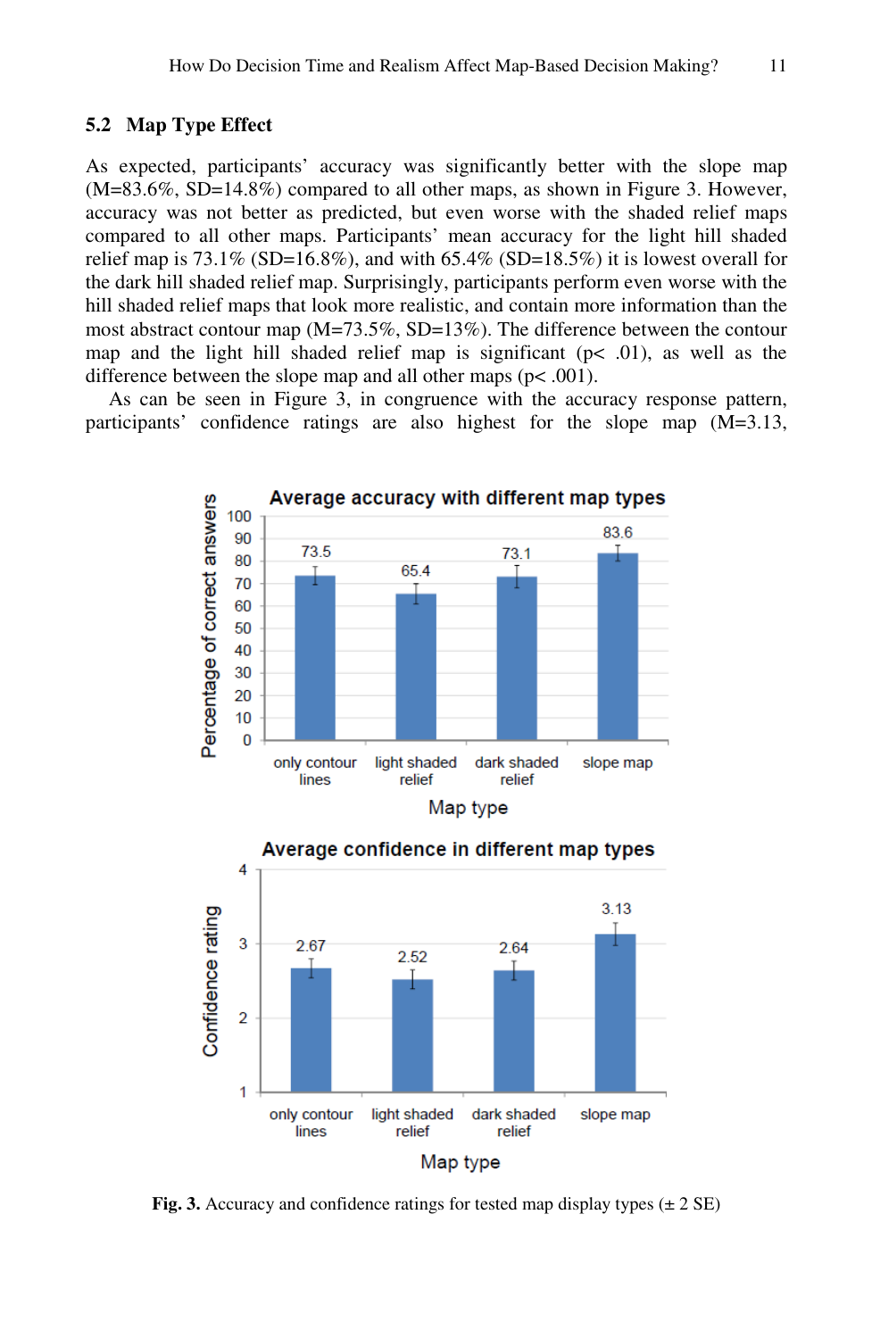### 5.2 Map Type Effect

As expected, participants' accuracy was significantly better with the slope map (M=83.6%, SD=14.8%) compared to all other maps, as shown in Figure 3. However, accuracy was not better as predicted, but even worse with the shaded relief maps compared to all other maps. Participants' mean accuracy for the light hill shaded relief map is 73.1% (SD=16.8%), and with 65.4% (SD=18.5%) it is lowest overall for the dark hill shaded relief map. Surprisingly, participants perform even worse with the hill shaded relief maps that look more realistic, and contain more information than the most abstract contour map (M=73.5%, SD=13%). The difference between the contour map and the light hill shaded relief map is significant ($p < .01$), as well as the difference between the slope map and all other maps ($p < .001$).

As can be seen in Figure 3, in congruence with the accuracy response pattern, participants' confidence ratings are also highest for the slope map (M=3.13,

**Fig. 3.** Accuracy and confidence ratings for tested map display types (± 2 SE)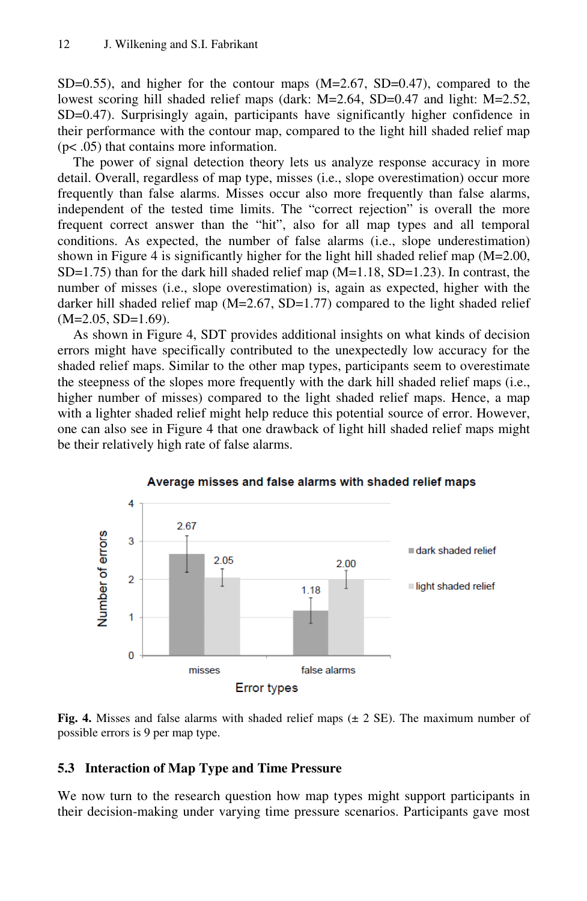SD=0.55), and higher for the contour maps (M=2.67, SD=0.47), compared to the lowest scoring hill shaded relief maps (dark: M=2.64, SD=0.47 and light: M=2.52, SD=0.47). Surprisingly again, participants have significantly higher confidence in their performance with the contour map, compared to the light hill shaded relief map ($p < .05$) that contains more information.

The power of signal detection theory lets us analyze response accuracy in more detail. Overall, regardless of map type, misses (i.e., slope overestimation) occur more frequently than false alarms. Misses occur also more frequently than false alarms, independent of the tested time limits. The "correct rejection" is overall the more frequent correct answer than the "hit", also for all map types and all temporal conditions. As expected, the number of false alarms (i.e., slope underestimation) shown in Figure 4 is significantly higher for the light hill shaded relief map (M=2.00, SD=1.75) than for the dark hill shaded relief map (M=1.18, SD=1.23). In contrast, the number of misses (i.e., slope overestimation) is, again as expected, higher with the darker hill shaded relief map (M=2.67, SD=1.77) compared to the light shaded relief (M=2.05, SD=1.69).

As shown in Figure 4, SDT provides additional insights on what kinds of decision errors might have specifically contributed to the unexpectedly low accuracy for the shaded relief maps. Similar to the other map types, participants seem to overestimate the steepness of the slopes more frequently with the dark hill shaded relief maps (i.e., higher number of misses) compared to the light shaded relief maps. Hence, a map with a lighter shaded relief might help reduce this potential source of error. However, one can also see in Figure 4 that one drawback of light hill shaded relief maps might be their relatively high rate of false alarms.

**Fig. 4.** Misses and false alarms with shaded relief maps (± 2 SE). The maximum number of possible errors is 9 per map type.

### 5.3 Interaction of Map Type and Time Pressure

We now turn to the research question how map types might support participants in their decision-making under varying time pressure scenarios. Participants gave most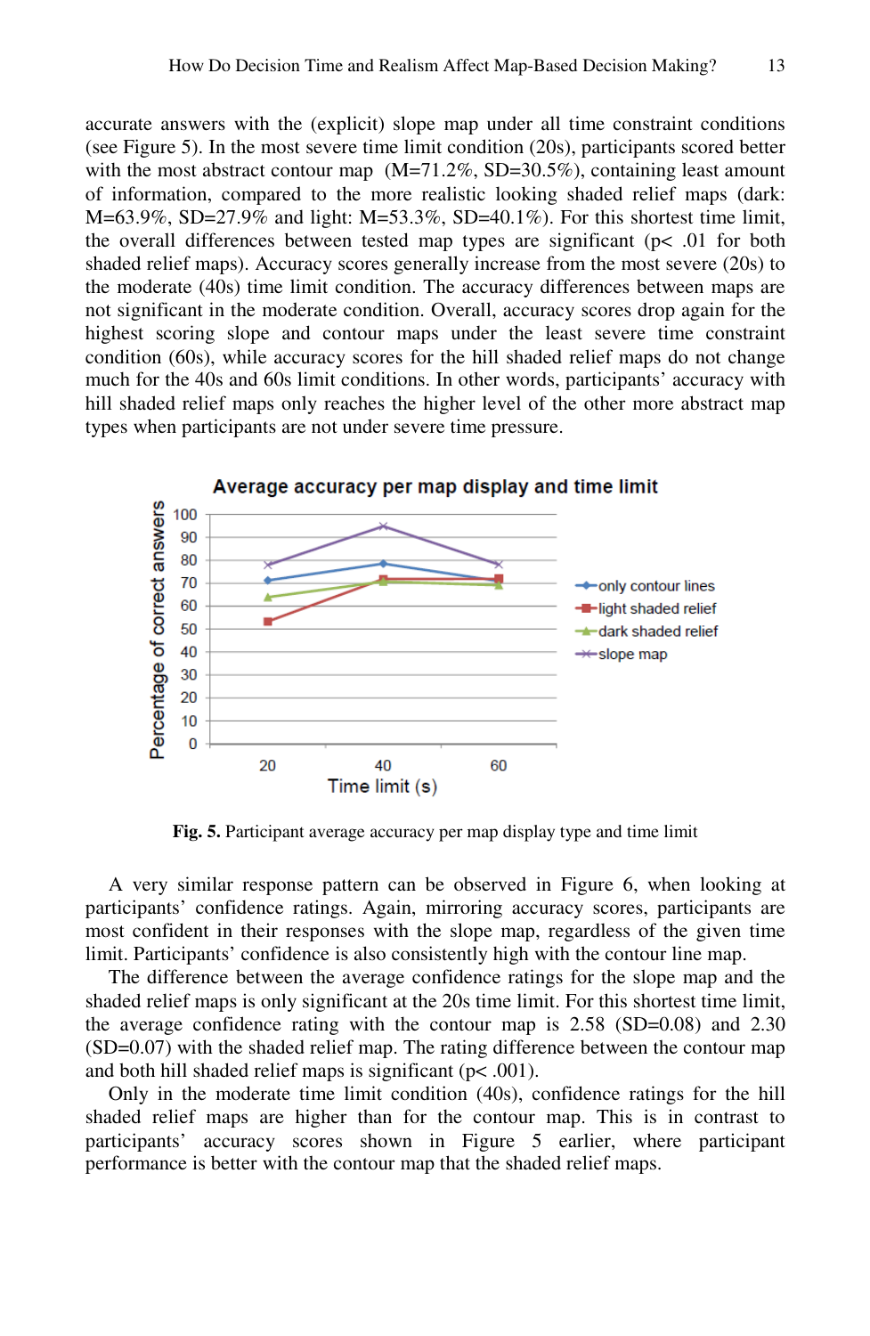accurate answers with the (explicit) slope map under all time constraint conditions (see Figure 5). In the most severe time limit condition (20s), participants scored better with the most abstract contour map (M=71.2%, SD=30.5%), containing least amount of information, compared to the more realistic looking shaded relief maps (dark: M=63.9%, SD=27.9% and light: M=53.3%, SD=40.1%). For this shortest time limit, the overall differences between tested map types are significant ($p < .01$ for both shaded relief maps). Accuracy scores generally increase from the most severe (20s) to the moderate (40s) time limit condition. The accuracy differences between maps are not significant in the moderate condition. Overall, accuracy scores drop again for the highest scoring slope and contour maps under the least severe time constraint condition (60s), while accuracy scores for the hill shaded relief maps do not change much for the 40s and 60s limit conditions. In other words, participants' accuracy with hill shaded relief maps only reaches the higher level of the other more abstract map types when participants are not under severe time pressure.

**Fig. 5.** Participant average accuracy per map display type and time limit

A very similar response pattern can be observed in Figure 6, when looking at participants' confidence ratings. Again, mirroring accuracy scores, participants are most confident in their responses with the slope map, regardless of the given time limit. Participants' confidence is also consistently high with the contour line map.

The difference between the average confidence ratings for the slope map and the shaded relief maps is only significant at the 20s time limit. For this shortest time limit, the average confidence rating with the contour map is 2.58 (SD=0.08) and 2.30 (SD=0.07) with the shaded relief map. The rating difference between the contour map and both hill shaded relief maps is significant ($p < .001$).

Only in the moderate time limit condition (40s), confidence ratings for the hill shaded relief maps are higher than for the contour map. This is in contrast to participants' accuracy scores shown in Figure 5 earlier, where participant performance is better with the contour map that the shaded relief maps.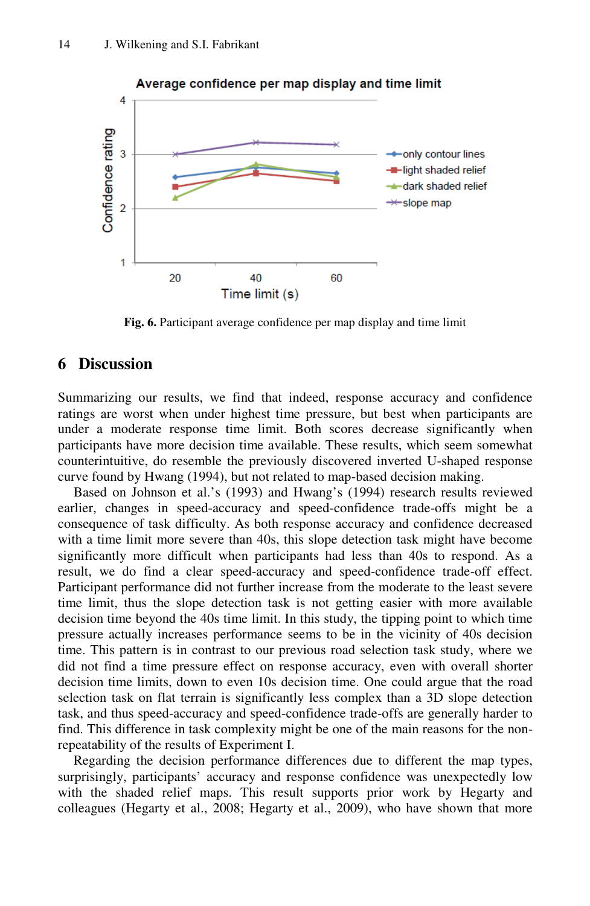Fig. 6. Participant average confidence per map display and time limit

## 6 Discussion

Summarizing our results, we find that indeed, response accuracy and confidence ratings are worst when under highest time pressure, but best when participants are under a moderate response time limit. Both scores decrease significantly when participants have more decision time available. These results, which seem somewhat counterintuitive, do resemble the previously discovered inverted U-shaped response curve found by Hwang (1994), but not related to map-based decision making.

Based on Johnson et al.'s (1993) and Hwang's (1994) research results reviewed earlier, changes in speed-accuracy and speed-confidence trade-offs might be a consequence of task difficulty. As both response accuracy and confidence decreased with a time limit more severe than 40s, this slope detection task might have become significantly more difficult when participants had less than 40s to respond. As a result, we do find a clear speed-accuracy and speed-confidence trade-off effect. Participant performance did not further increase from the moderate to the least severe time limit, thus the slope detection task is not getting easier with more available decision time beyond the 40s time limit. In this study, the tipping point to which time pressure actually increases performance seems to be in the vicinity of 40s decision time. This pattern is in contrast to our previous road selection task study, where we did not find a time pressure effect on response accuracy, even with overall shorter decision time limits, down to even 10s decision time. One could argue that the road selection task on flat terrain is significantly less complex than a 3D slope detection task, and thus speed-accuracy and speed-confidence trade-offs are generally harder to find. This difference in task complexity might be one of the main reasons for the non-repeatability of the results of Experiment I.

Regarding the decision performance differences due to different the map types, surprisingly, participants' accuracy and response confidence was unexpectedly low with the shaded relief maps. This result supports prior work by Hegarty and colleagues (Hegarty et al., 2008; Hegarty et al., 2009), who have shown that more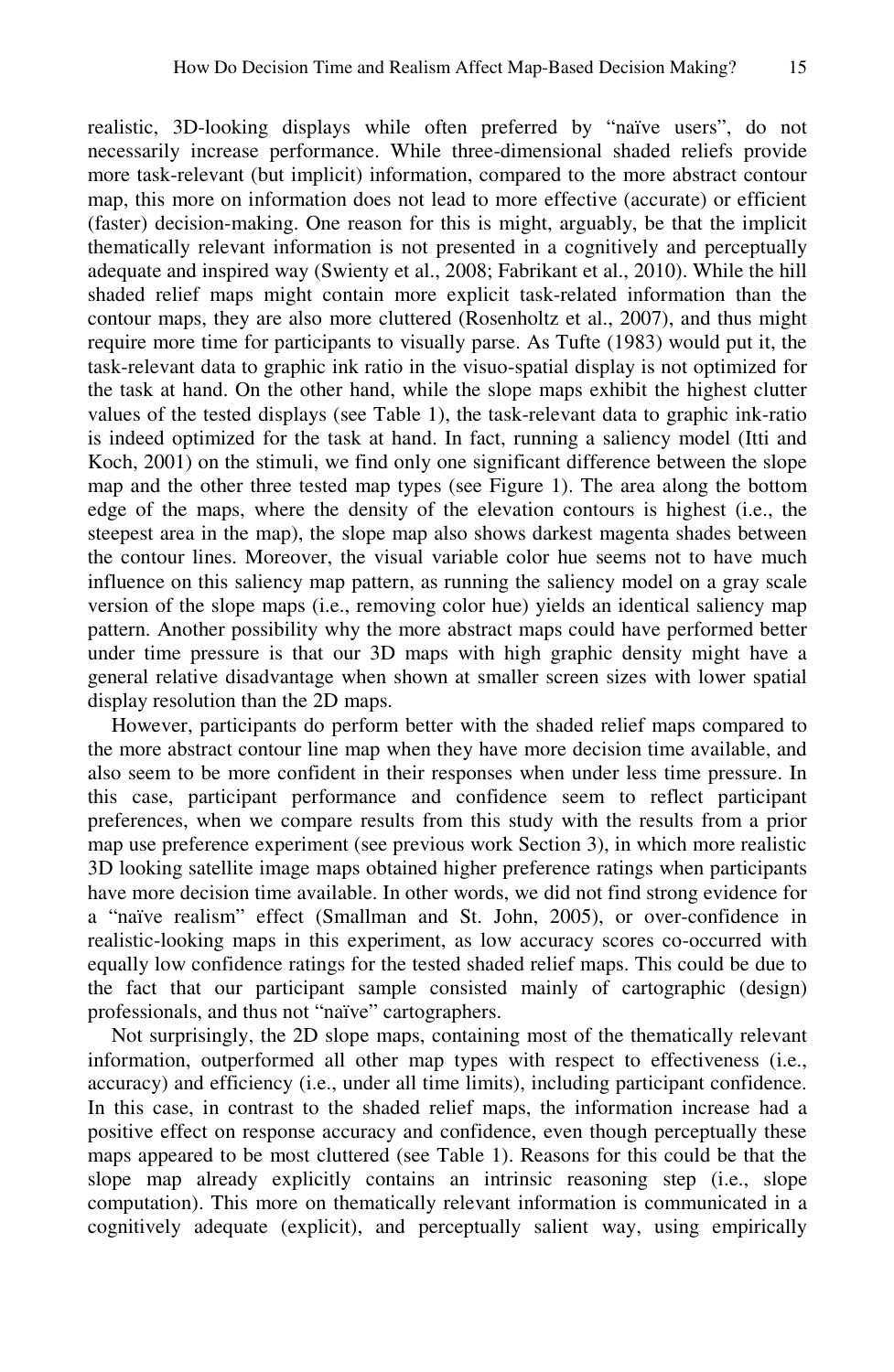realistic, 3D-looking displays while often preferred by "naïve users", do not necessarily increase performance. While three-dimensional shaded reliefs provide more task-relevant (but implicit) information, compared to the more abstract contour map, this more on information does not lead to more effective (accurate) or efficient (faster) decision-making. One reason for this is might, arguably, be that the implicit thematically relevant information is not presented in a cognitively and perceptually adequate and inspired way (Swienty et al., 2008; Fabrikant et al., 2010). While the hill shaded relief maps might contain more explicit task-related information than the contour maps, they are also more cluttered (Rosenholtz et al., 2007), and thus might require more time for participants to visually parse. As Tufte (1983) would put it, the task-relevant data to graphic ink ratio in the visuo-spatial display is not optimized for the task at hand. On the other hand, while the slope maps exhibit the highest clutter values of the tested displays (see Table 1), the task-relevant data to graphic ink-ratio is indeed optimized for the task at hand. In fact, running a saliency model (Itti and Koch, 2001) on the stimuli, we find only one significant difference between the slope map and the other three tested map types (see Figure 1). The area along the bottom edge of the maps, where the density of the elevation contours is highest (i.e., the steepest area in the map), the slope map also shows darkest magenta shades between the contour lines. Moreover, the visual variable color hue seems not to have much influence on this saliency map pattern, as running the saliency model on a gray scale version of the slope maps (i.e., removing color hue) yields an identical saliency map pattern. Another possibility why the more abstract maps could have performed better under time pressure is that our 3D maps with high graphic density might have a general relative disadvantage when shown at smaller screen sizes with lower spatial display resolution than the 2D maps.

However, participants do perform better with the shaded relief maps compared to the more abstract contour line map when they have more decision time available, and also seem to be more confident in their responses when under less time pressure. In this case, participant performance and confidence seem to reflect participant preferences, when we compare results from this study with the results from a prior map use preference experiment (see previous work Section 3), in which more realistic 3D looking satellite image maps obtained higher preference ratings when participants have more decision time available. In other words, we did not find strong evidence for a "naïve realism" effect (Smallman and St. John, 2005), or over-confidence in realistic-looking maps in this experiment, as low accuracy scores co-occurred with equally low confidence ratings for the tested shaded relief maps. This could be due to the fact that our participant sample consisted mainly of cartographic (design) professionals, and thus not "naïve" cartographers.

Not surprisingly, the 2D slope maps, containing most of the thematically relevant information, outperformed all other map types with respect to effectiveness (i.e., accuracy) and efficiency (i.e., under all time limits), including participant confidence. In this case, in contrast to the shaded relief maps, the information increase had a positive effect on response accuracy and confidence, even though perceptually these maps appeared to be most cluttered (see Table 1). Reasons for this could be that the slope map already explicitly contains an intrinsic reasoning step (i.e., slope computation). This more on thematically relevant information is communicated in a cognitively adequate (explicit), and perceptually salient way, using empirically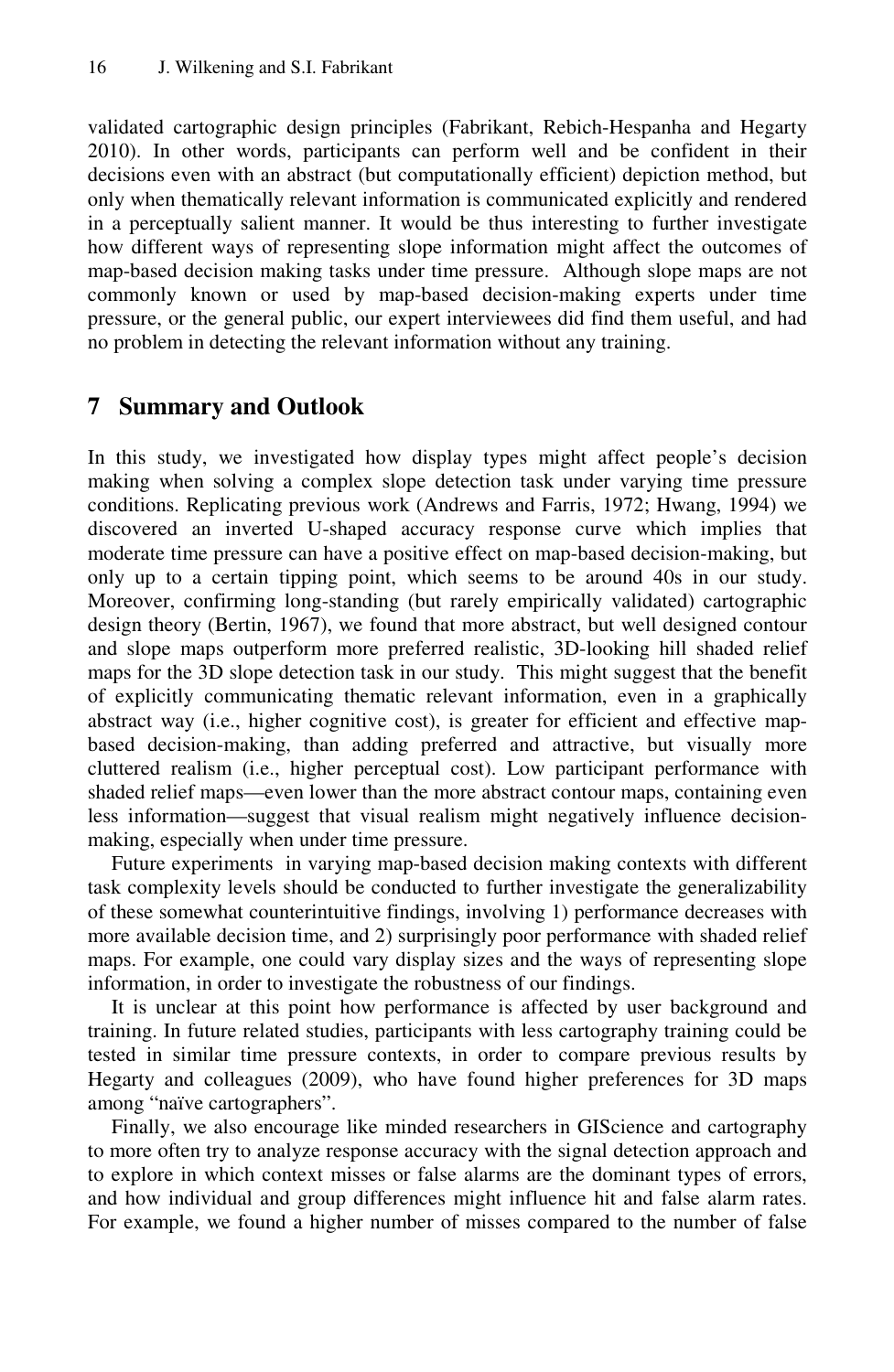validated cartographic design principles (Fabrikant, Rebich-Hespanha and Hegarty 2010). In other words, participants can perform well and be confident in their decisions even with an abstract (but computationally efficient) depiction method, but only when thematically relevant information is communicated explicitly and rendered in a perceptually salient manner. It would be thus interesting to further investigate how different ways of representing slope information might affect the outcomes of map-based decision making tasks under time pressure. Although slope maps are not commonly known or used by map-based decision-making experts under time pressure, or the general public, our expert interviewees did find them useful, and had no problem in detecting the relevant information without any training.

## 7 Summary and Outlook

In this study, we investigated how display types might affect people's decision making when solving a complex slope detection task under varying time pressure conditions. Replicating previous work (Andrews and Farris, 1972; Hwang, 1994) we discovered an inverted U-shaped accuracy response curve which implies that moderate time pressure can have a positive effect on map-based decision-making, but only up to a certain tipping point, which seems to be around 40s in our study. Moreover, confirming long-standing (but rarely empirically validated) cartographic design theory (Bertin, 1967), we found that more abstract, but well designed contour and slope maps outperform more preferred realistic, 3D-looking hill shaded relief maps for the 3D slope detection task in our study. This might suggest that the benefit of explicitly communicating thematic relevant information, even in a graphically abstract way (i.e., higher cognitive cost), is greater for efficient and effective map-based decision-making, than adding preferred and attractive, but visually more cluttered realism (i.e., higher perceptual cost). Low participant performance with shaded relief maps—even lower than the more abstract contour maps, containing even less information—suggest that visual realism might negatively influence decision-making, especially when under time pressure.

Future experiments in varying map-based decision making contexts with different task complexity levels should be conducted to further investigate the generalizability of these somewhat counterintuitive findings, involving 1) performance decreases with more available decision time, and 2) surprisingly poor performance with shaded relief maps. For example, one could vary display sizes and the ways of representing slope information, in order to investigate the robustness of our findings.

It is unclear at this point how performance is affected by user background and training. In future related studies, participants with less cartography training could be tested in similar time pressure contexts, in order to compare previous results by Hegarty and colleagues (2009), who have found higher preferences for 3D maps among "naïve cartographers".

Finally, we also encourage like minded researchers in GIScience and cartography to more often try to analyze response accuracy with the signal detection approach and to explore in which context misses or false alarms are the dominant types of errors, and how individual and group differences might influence hit and false alarm rates. For example, we found a higher number of misses compared to the number of false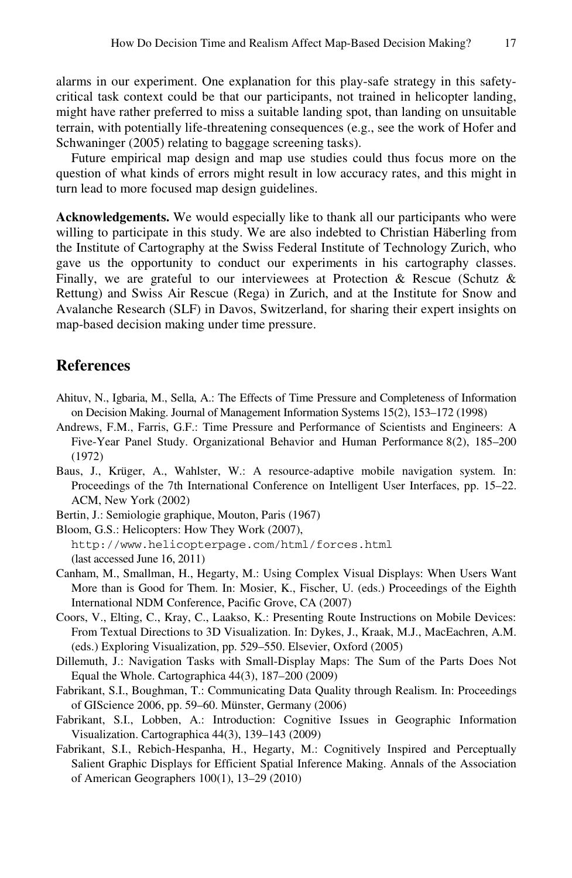alarms in our experiment. One explanation for this play-safe strategy in this safety-critical task context could be that our participants, not trained in helicopter landing, might have rather preferred to miss a suitable landing spot, than landing on unsuitable terrain, with potentially life-threatening consequences (e.g., see the work of Hofer and Schwaninger (2005) relating to baggage screening tasks).

Future empirical map design and map use studies could thus focus more on the question of what kinds of errors might result in low accuracy rates, and this might in turn lead to more focused map design guidelines.

**Acknowledgements.** We would especially like to thank all our participants who were willing to participate in this study. We are also indebted to Christian Häberling from the Institute of Cartography at the Swiss Federal Institute of Technology Zurich, who gave us the opportunity to conduct our experiments in his cartography classes. Finally, we are grateful to our interviewees at Protection & Rescue (Schutz & Rettung) and Swiss Air Rescue (Rega) in Zurich, and at the Institute for Snow and Avalanche Research (SLF) in Davos, Switzerland, for sharing their expert insights on map-based decision making under time pressure.

## References

- Ahituv, N., Igbaria, M., Sella, A.: The Effects of Time Pressure and Completeness of Information on Decision Making. Journal of Management Information Systems 15(2), 153–172 (1998)
- Andrews, F.M., Farris, G.F.: Time Pressure and Performance of Scientists and Engineers: A Five-Year Panel Study. Organizational Behavior and Human Performance 8(2), 185–200 (1972)
- Baus, J., Krüger, A., Wahlster, W.: A resource-adaptive mobile navigation system. In: Proceedings of the 7th International Conference on Intelligent User Interfaces, pp. 15–22. ACM, New York (2002)
- Bertin, J.: Semiologie graphique, Mouton, Paris (1967)
- Bloom, G.S.: Helicopters: How They Work (2007), http://www.helicopterpage.com/html/forces.html (last accessed June 16, 2011)
- Canham, M., Smallman, H., Hegarty, M.: Using Complex Visual Displays: When Users Want More than is Good for Them. In: Mosier, K., Fischer, U. (eds.) Proceedings of the Eighth International NDM Conference, Pacific Grove, CA (2007)
- Coors, V., Elting, C., Kray, C., Laakso, K.: Presenting Route Instructions on Mobile Devices: From Textual Directions to 3D Visualization. In: Dykes, J., Kraak, M.J., MacEachren, A.M. (eds.) Exploring Visualization, pp. 529–550. Elsevier, Oxford (2005)
- Dillemuth, J.: Navigation Tasks with Small-Display Maps: The Sum of the Parts Does Not Equal the Whole. Cartographica 44(3), 187–200 (2009)
- Fabrikant, S.I., Boughman, T.: Communicating Data Quality through Realism. In: Proceedings of GIScience 2006, pp. 59–60. Münster, Germany (2006)
- Fabrikant, S.I., Lobben, A.: Introduction: Cognitive Issues in Geographic Information Visualization. Cartographica 44(3), 139–143 (2009)
- Fabrikant, S.I., Rebich-Hespanha, H., Hegarty, M.: Cognitively Inspired and Perceptually Salient Graphic Displays for Efficient Spatial Inference Making. Annals of the Association of American Geographers 100(1), 13–29 (2010)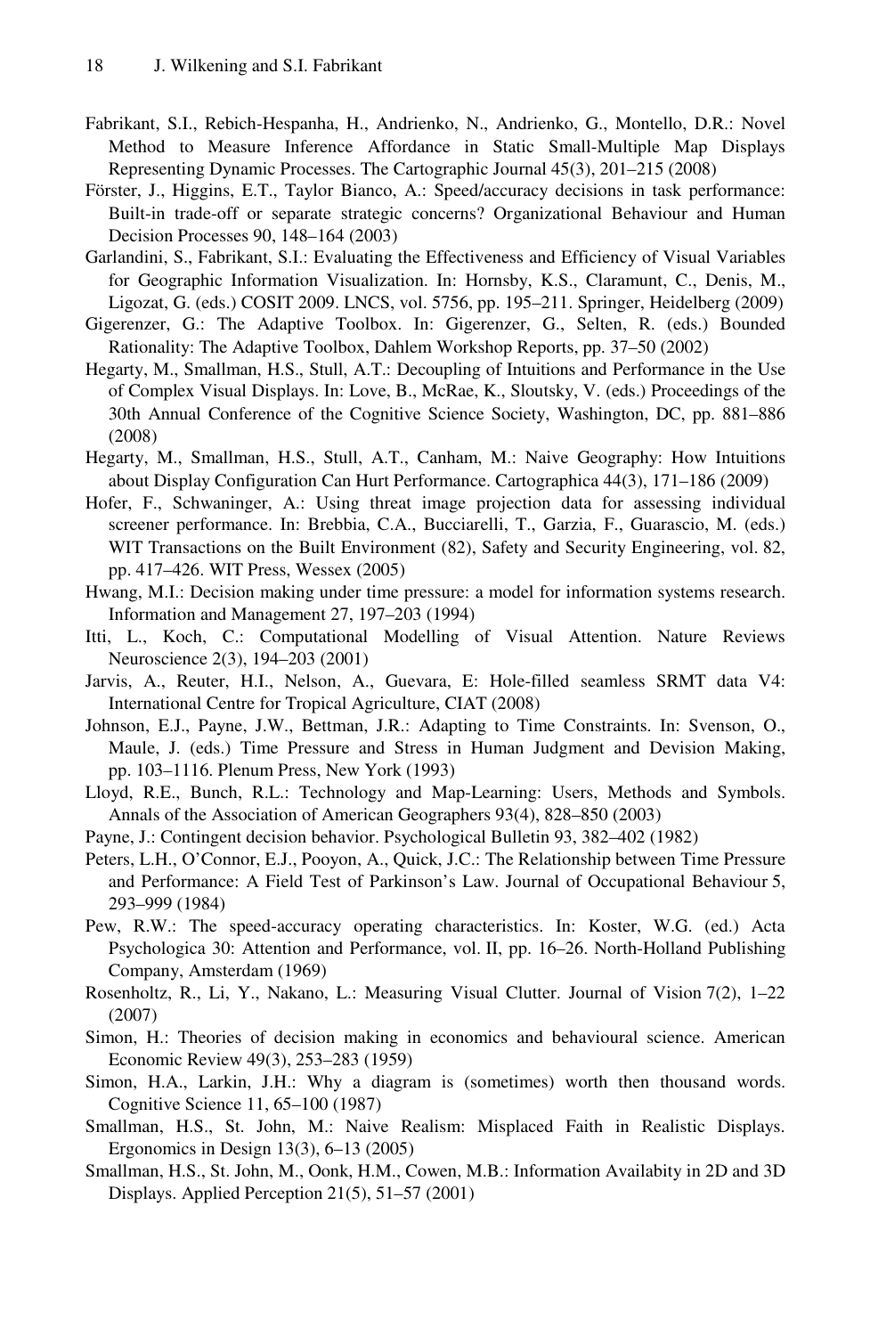Fabrikant, S.I., Rebich-Hespanha, H., Andrienko, N., Andrienko, G., Montello, D.R.: Novel Method to Measure Inference Affordance in Static Small-Multiple Map Displays Representing Dynamic Processes. The Cartographic Journal 45(3), 201–215 (2008)

Förster, J., Higgins, E.T., Taylor Bianco, A.: Speed/accuracy decisions in task performance: Built-in trade-off or separate strategic concerns? Organizational Behaviour and Human Decision Processes 90, 148–164 (2003)

Garlandini, S., Fabrikant, S.I.: Evaluating the Effectiveness and Efficiency of Visual Variables for Geographic Information Visualization. In: Hornsby, K.S., Claramunt, C., Denis, M., Ligozat, G. (eds.) COSIT 2009. LNCS, vol. 5756, pp. 195–211. Springer, Heidelberg (2009)

Gigerenzer, G.: The Adaptive Toolbox. In: Gigerenzer, G., Selten, R. (eds.) Bounded Rationality: The Adaptive Toolbox, Dahlem Workshop Reports, pp. 37–50 (2002)

Hegarty, M., Smallman, H.S., Stull, A.T.: Decoupling of Intuitions and Performance in the Use of Complex Visual Displays. In: Love, B., McRae, K., Sloutsky, V. (eds.) Proceedings of the 30th Annual Conference of the Cognitive Science Society, Washington, DC, pp. 881–886 (2008)

Hegarty, M., Smallman, H.S., Stull, A.T., Canham, M.: Naive Geography: How Intuitions about Display Configuration Can Hurt Performance. Cartographica 44(3), 171–186 (2009)

Hofer, F., Schwaninger, A.: Using threat image projection data for assessing individual screener performance. In: Brebbia, C.A., Bucciarelli, T., Garzia, F., Guarascio, M. (eds.) WIT Transactions on the Built Environment (82), Safety and Security Engineering, vol. 82, pp. 417–426. WIT Press, Wessex (2005)

Hwang, M.I.: Decision making under time pressure: a model for information systems research. Information and Management 27, 197–203 (1994)

Itti, L., Koch, C.: Computational Modelling of Visual Attention. Nature Reviews Neuroscience 2(3), 194–203 (2001)

Jarvis, A., Reuter, H.I., Nelson, A., Guevara, E: Hole-filled seamless SRMT data V4: International Centre for Tropical Agriculture, CIAT (2008)

Johnson, E.J., Payne, J.W., Bettman, J.R.: Adapting to Time Constraints. In: Svenson, O., Maule, J. (eds.) Time Pressure and Stress in Human Judgment and Devision Making, pp. 103–1116. Plenum Press, New York (1993)

Lloyd, R.E., Bunch, R.L.: Technology and Map-Learning: Users, Methods and Symbols. Annals of the Association of American Geographers 93(4), 828–850 (2003)

Payne, J.: Contingent decision behavior. Psychological Bulletin 93, 382–402 (1982)

Peters, L.H., O'Connor, E.J., Pooyon, A., Quick, J.C.: The Relationship between Time Pressure and Performance: A Field Test of Parkinson's Law. Journal of Occupational Behaviour 5, 293–999 (1984)

Pew, R.W.: The speed-accuracy operating characteristics. In: Koster, W.G. (ed.) Acta Psychologica 30: Attention and Performance, vol. II, pp. 16–26. North-Holland Publishing Company, Amsterdam (1969)

Rosenholtz, R., Li, Y., Nakano, L.: Measuring Visual Clutter. Journal of Vision 7(2), 1–22 (2007)

Simon, H.: Theories of decision making in economics and behavioural science. American Economic Review 49(3), 253–283 (1959)

Simon, H.A., Larkin, J.H.: Why a diagram is (sometimes) worth then thousand words. Cognitive Science 11, 65–100 (1987)

Smallman, H.S., St. John, M.: Naive Realism: Misplaced Faith in Realistic Displays. Ergonomics in Design 13(3), 6–13 (2005)

Smallman, H.S., St. John, M., Oonk, H.M., Cowen, M.B.: Information Availabity in 2D and 3D Displays. Applied Perception 21(5), 51–57 (2001)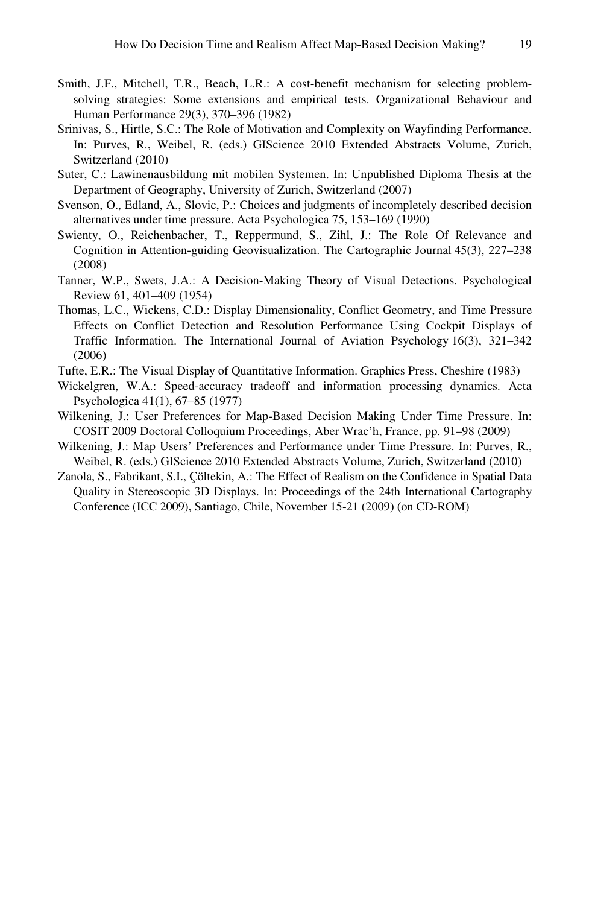Smith, J.F., Mitchell, T.R., Beach, L.R.: A cost-benefit mechanism for selecting problem-solving strategies: Some extensions and empirical tests. Organizational Behaviour and Human Performance 29(3), 370–396 (1982)

Srinivas, S., Hirtle, S.C.: The Role of Motivation and Complexity on Wayfinding Performance. In: Purves, R., Weibel, R. (eds.) GIScience 2010 Extended Abstracts Volume, Zurich, Switzerland (2010)

Suter, C.: Lawinenausbildung mit mobilen Systemen. In: Unpublished Diploma Thesis at the Department of Geography, University of Zurich, Switzerland (2007)

Svenson, O., Edland, A., Slovic, P.: Choices and judgments of incompletely described decision alternatives under time pressure. Acta Psychologica 75, 153–169 (1990)

Swienty, O., Reichenbacher, T., Reppermund, S., Zihl, J.: The Role Of Relevance and Cognition in Attention-guiding Geovisualization. The Cartographic Journal 45(3), 227–238 (2008)

Tanner, W.P., Swets, J.A.: A Decision-Making Theory of Visual Detections. Psychological Review 61, 401–409 (1954)

Thomas, L.C., Wickens, C.D.: Display Dimensionality, Conflict Geometry, and Time Pressure Effects on Conflict Detection and Resolution Performance Using Cockpit Displays of Traffic Information. The International Journal of Aviation Psychology 16(3), 321–342 (2006)

Tufte, E.R.: The Visual Display of Quantitative Information. Graphics Press, Cheshire (1983)

Wickelgren, W.A.: Speed-accuracy tradeoff and information processing dynamics. Acta Psychologica 41(1), 67–85 (1977)

Wilkening, J.: User Preferences for Map-Based Decision Making Under Time Pressure. In: COSIT 2009 Doctoral Colloquium Proceedings, Aber Wrac'h, France, pp. 91–98 (2009)

Wilkening, J.: Map Users' Preferences and Performance under Time Pressure. In: Purves, R., Weibel, R. (eds.) GIScience 2010 Extended Abstracts Volume, Zurich, Switzerland (2010)

Zanola, S., Fabrikant, S.I., Çöltekin, A.: The Effect of Realism on the Confidence in Spatial Data Quality in Stereoscopic 3D Displays. In: Proceedings of the 24th International Cartography Conference (ICC 2009), Santiago, Chile, November 15-21 (2009) (on CD-ROM)